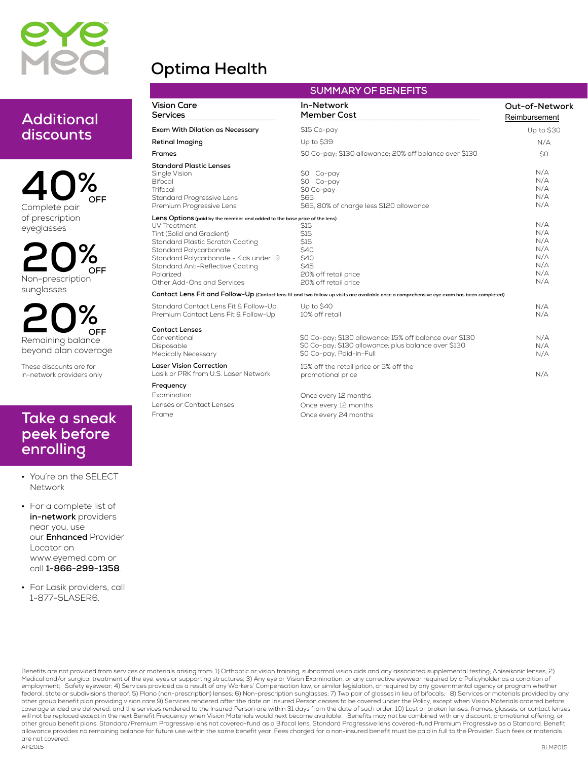eyemed

# Optima Health

## SUMMARY OF BENEFITS

| Vision Care Services | In-Network Member Cost | Out-of-Network Reimbursement |
|---|---|---|
| **Exam With Dilation as Necessary** | $15 Co-pay | Up to $30 |
| **Retinal Imaging** | Up to $39 | N/A |
| **Frames** | $0 Co-pay; $130 allowance; 20% off balance over $130 | $0 |
| **Standard Plastic Lenses** | | |
| Single Vision | $0 Co-pay | N/A |
| Bifocal | $0 Co-pay | N/A |
| Trifocal | $0 Co-pay | N/A |
| Standard Progressive Lens | $65 | N/A |
| Premium Progressive Lens | $65, 80% of charge less $120 allowance | N/A |
| **Lens Options** (paid by the member and added to the base price of the lens) | | |
| UV Treatment | $15 | N/A |
| Tint (Solid and Gradient) | $15 | N/A |
| Standard Plastic Scratch Coating | $15 | N/A |
| Standard Polycarbonate | $40 | N/A |
| Standard Polycarbonate - Kids under 19 | $40 | N/A |
| Standard Anti-Reflective Coating | $45 | N/A |
| Polarized | 20% off retail price | N/A |
| Other Add-Ons and Services | 20% off retail price | N/A |
| **Contact Lens Fit and Follow-Up** (Contact lens fit and two follow up visits are available once a comprehensive eye exam has been completed) | | |
| Standard Contact Lens Fit & Follow-Up | Up to $40 | N/A |
| Premium Contact Lens Fit & Follow-Up | 10% off retail | N/A |
| **Contact Lenses** | | |
| Conventional | $0 Co-pay; $130 allowance; 15% off balance over $130 | N/A |
| Disposable | $0 Co-pay; $130 allowance; plus balance over $130 | N/A |
| Medically Necessary | $0 Co-pay, Paid-in-Full | N/A |
| **Laser Vision Correction** | | |
| Lasik or PRK from U.S. Laser Network | 15% off the retail price or 5% off the promotional price | N/A |
| **Frequency** | | |
| Examination | Once every 12 months | |
| Lenses or Contact Lenses | Once every 12 months | |
| Frame | Once every 24 months | |

## Additional discounts

**40% OFF** Complete pair of prescription eyeglasses

**20% OFF** Non-prescription sunglasses

**20% OFF** Remaining balance beyond plan coverage

These discounts are for in-network providers only

## Take a sneak peek before enrolling

- You're on the SELECT Network
- For a complete list of **in-network** providers near you, use our **Enhanced** Provider Locator on www.eyemed.com or call **1-866-299-1358**.
- For Lasik providers, call 1-877-5LASER6.

Benefits are not provided from services or materials arising from: 1) Orthoptic or vision training, subnormal vision aids and any associated supplemental testing; Aniseikonic lenses; 2) Medical and/or surgical treatment of the eye, eyes or supporting structures; 3) Any eye or Vision Examination, or any corrective eyewear required by a Policyholder as a condition of employment; Safety eyewear; 4) Services provided as a result of any Workers' Compensation law, or similar legislation, or required by any governmental agency or program whether federal, state or subdivisions thereof; 5) Plano (non-prescription) lenses; 6) Non-prescription sunglasses; 7) Two pair of glasses in lieu of bifocals; 8) Services or materials provided by any other group benefit plan providing vision care 9) Services rendered after the date an Insured Person ceases to be covered under the Policy, except when Vision Materials ordered before coverage ended are delivered, and the services rendered to the Insured Person are within 31 days from the date of such order. 10) Lost or broken lenses, frames, glasses, or contact lenses will not be replaced except in the next Benefit Frequency when Vision Materials would next become available. Benefits may not be combined with any discount, promotional offering, or other group benefit plans. Standard/Premium Progressive lens not covered-fund as a Bifocal lens. Standard Progressive lens covered-fund Premium Progressive as a Standard. Benefit allowance provides no remaining balance for future use within the same benefit year. Fees charged for a non-insured benefit must be paid in full to the Provider. Such fees or materials are not covered.

AH2015

BLM2015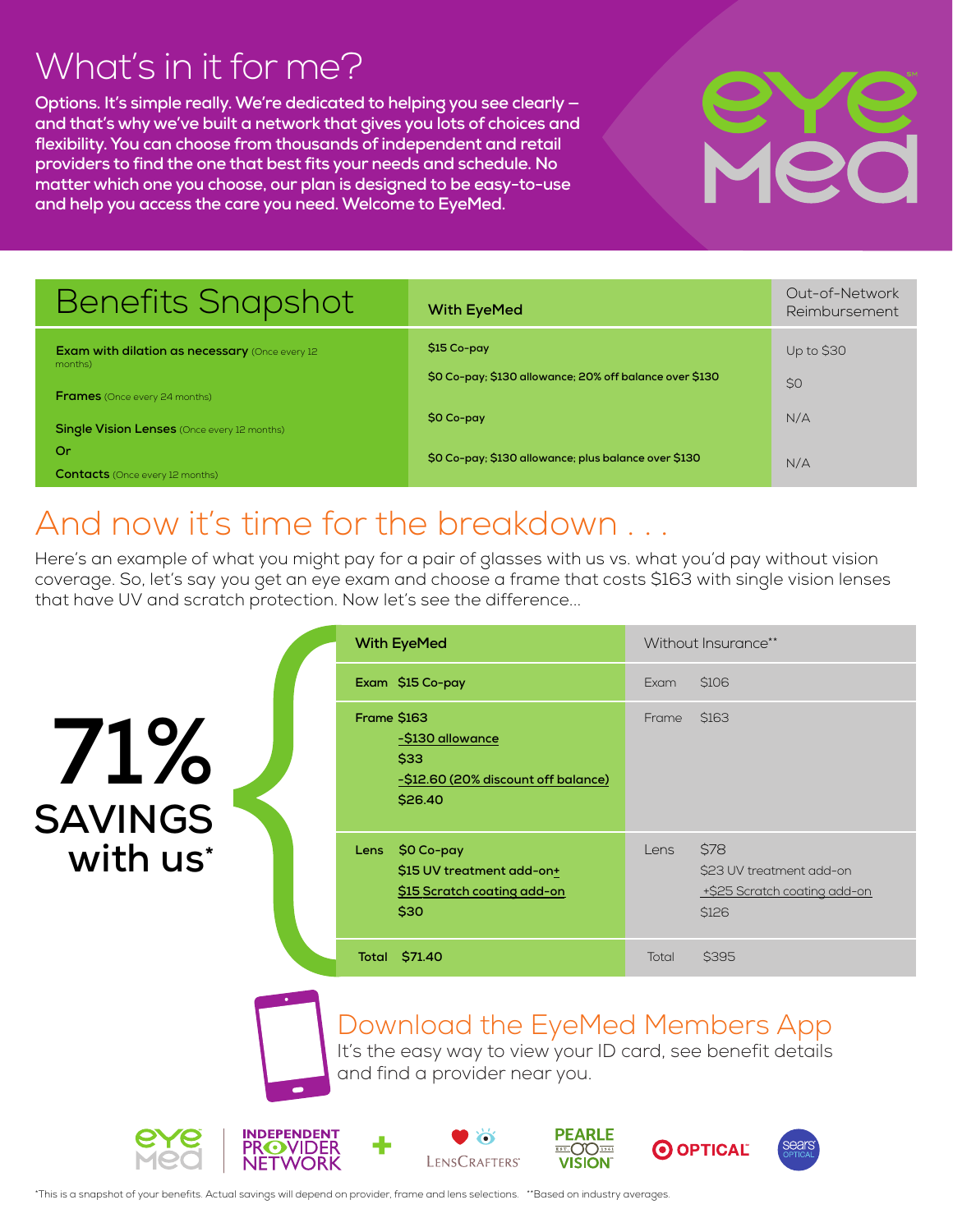# What's in it for me?

**Options. It's simple really. We're dedicated to helping you see clearly – and that's why we've built a network that gives you lots of choices and flexibility. You can choose from thousands of independent and retail providers to find the one that best fits your needs and schedule. No matter which one you choose, our plan is designed to be easy-to-use and help you access the care you need. Welcome to EyeMed.**

| Benefits Snapshot | With EyeMed | Out-of-Network Reimbursement |
|---|---|---|
| **Exam with dilation as necessary** (Once every 12 months) | $15 Co-pay | Up to $30 |
| **Frames** (Once every 24 months) | $0 Co-pay; $130 allowance; 20% off balance over $130 | $0 |
| **Single Vision Lenses** (Once every 12 months) | $0 Co-pay | N/A |
| Or **Contacts** (Once every 12 months) | $0 Co-pay; $130 allowance; plus balance over $130 | N/A |

## And now it's time for the breakdown . . .

Here's an example of what you might pay for a pair of glasses with us vs. what you'd pay without vision coverage. So, let's say you get an eye exam and choose a frame that costs $163 with single vision lenses that have UV and scratch protection. Now let's see the difference...

**71% SAVINGS with us***

| With EyeMed | Without Insurance** |
|---|---|
| **Exam** $15 Co-pay | Exam $106 |
| **Frame** $163<br>-$130 allowance<br>$33<br>-$12.60 (20% discount off balance)<br>$26.40 | Frame $163 |
| **Lens** $0 Co-pay<br>$15 UV treatment add-on+<br>$15 Scratch coating add-on<br>$30 | Lens $78<br>$23 UV treatment add-on<br>+$25 Scratch coating add-on<br>$126 |
| **Total** $71.40 | Total $395 |

## Download the EyeMed Members App

It's the easy way to view your ID card, see benefit details and find a provider near you.

INDEPENDENT PROVIDER NETWORK + LENSCRAFTERS, PEARLE VISION, OPTICAL, sears OPTICAL

*This is a snapshot of your benefits. Actual savings will depend on provider, frame and lens selections. **Based on industry averages.